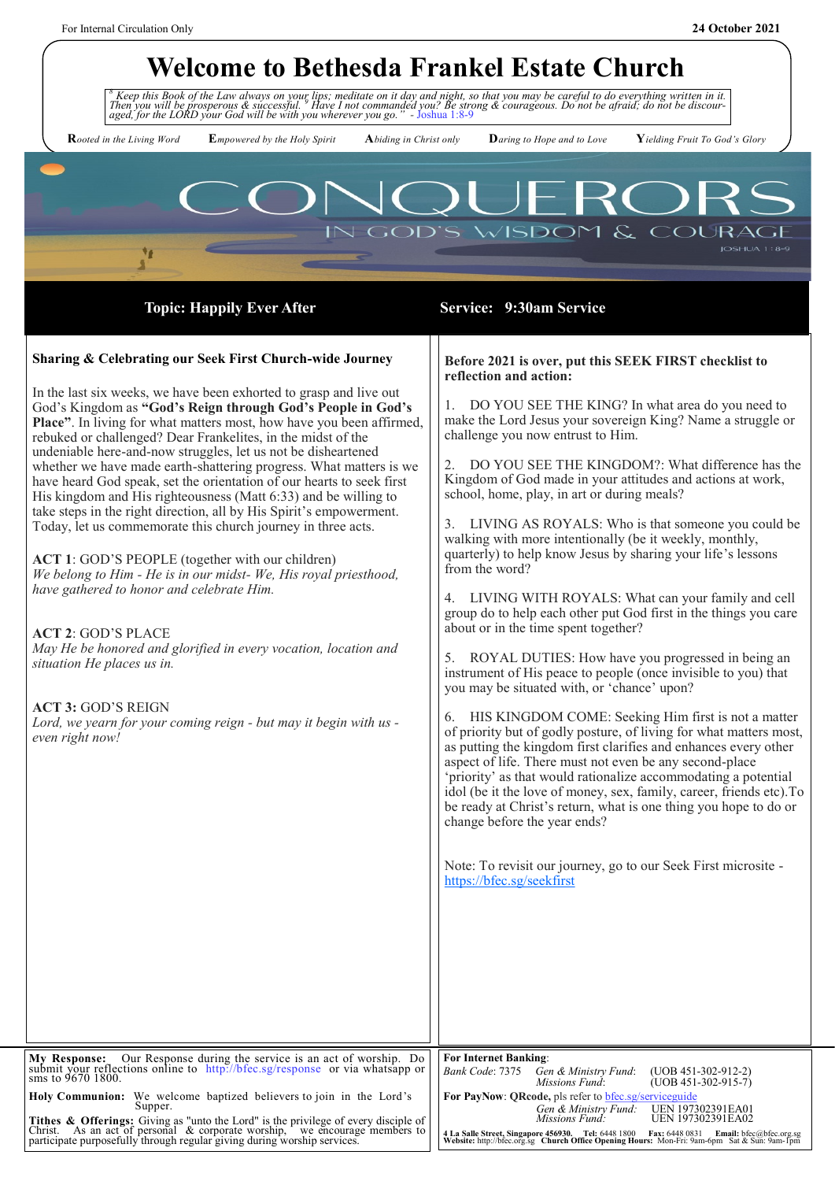For Internal Circulation Only

24 October 2021

# Welcome to Bethesda Frankel Estate Church

*[8] Keep this Book of the Law always on your lips; meditate on it day and night, so that you may be careful to do everything written in it. Then you will be prosperous & successful. [9] Have I not commanded you? Be strong & courageous. Do not be afraid; do not be discouraged, for the LORD your God will be with you wherever you go."* - Joshua 1:8-9

**R***ooted in the Living Word* **E***mpowered by the Holy Spirit* **A***biding in Christ only* **D***aring to Hope and to Love* **Y***ielding Fruit To God's Glory*

CONQUERORS

IN GOD'S WISDOM & COURAGE

JOSHUA 1:8-9

**Topic: Happily Ever After** **Service: 9:30am Service**

**Sharing & Celebrating our Seek First Church-wide Journey**

In the last six weeks, we have been exhorted to grasp and live out God's Kingdom as **"God's Reign through God's People in God's Place"**. In living for what matters most, how have you been affirmed, rebuked or challenged? Dear Frankelites, in the midst of the undeniable here-and-now struggles, let us not be disheartened whether we have made earth-shattering progress. What matters is we have heard God speak, set the orientation of our hearts to seek first His kingdom and His righteousness (Matt 6:33) and be willing to take steps in the right direction, all by His Spirit's empowerment. Today, let us commemorate this church journey in three acts.

**ACT 1**: GOD'S PEOPLE (together with our children)
*We belong to Him - He is in our midst- We, His royal priesthood, have gathered to honor and celebrate Him.*

**ACT 2**: GOD'S PLACE
*May He be honored and glorified in every vocation, location and situation He places us in.*

**ACT 3:** GOD'S REIGN
*Lord, we yearn for your coming reign - but may it begin with us - even right now!*

**Before 2021 is over, put this SEEK FIRST checklist to reflection and action:**

1. DO YOU SEEK THE KING? In what area do you need to make the Lord Jesus your sovereign King? Name a struggle or challenge you now entrust to Him.

2. DO YOU SEE THE KINGDOM?: What difference has the Kingdom of God made in your attitudes and actions at work, school, home, play, in art or during meals?

3. LIVING AS ROYALS: Who is that someone you could be walking with more intentionally (be it weekly, monthly, quarterly) to help know Jesus by sharing your life's lessons from the word?

4. LIVING WITH ROYALS: What can your family and cell group do to help each other put God first in the things you care about or in the time spent together?

5. ROYAL DUTIES: How have you progressed in being an instrument of His peace to people (once invisible to you) that you may be situated with, or 'chance' upon?

6. HIS KINGDOM COME: Seeking Him first is not a matter of priority but of godly posture, of living for what matters most, as putting the kingdom first clarifies and enhances every other aspect of life. There must not even be any second-place 'priority' as that would rationalize accommodating a potential idol (be it the love of money, sex, family, career, friends etc).To be ready at Christ's return, what is one thing you hope to do or change before the year ends?

Note: To revisit our journey, go to our Seek First microsite - https://bfec.sg/seekfirst

**My Response:** Our Response during the service is an act of worship. Do submit your reflections online to http://bfec.sg/response or via whatsapp or sms to 9670 1800.

**Holy Communion:** We welcome baptized believers to join in the Lord's Supper.

**Tithes & Offerings:** Giving as "unto the Lord" is the privilege of every disciple of Christ. As an act of personal & corporate worship, we encourage members to participate purposefully through regular giving during worship services.

**For Internet Banking**:
*Bank Code*: 7375 *Gen & Ministry Fund*: (UOB 451-302-912-2)
*Missions Fund*: (UOB 451-302-915-7)

**For PayNow**: **QRcode,** pls refer to bfec.sg/serviceguide
*Gen & Ministry Fund:* UEN 197302391EA01
*Missions Fund:* UEN 197302391EA02

**4 La Salle Street, Singapore 456930. Tel:** 6448 1800 **Fax:** 6448 0831 **Email:** bfec@bfec.org.sg
**Website:** http://bfec.org.sg **Church Office Opening Hours:** Mon-Fri: 9am-6pm Sat & Sun: 9am-1pm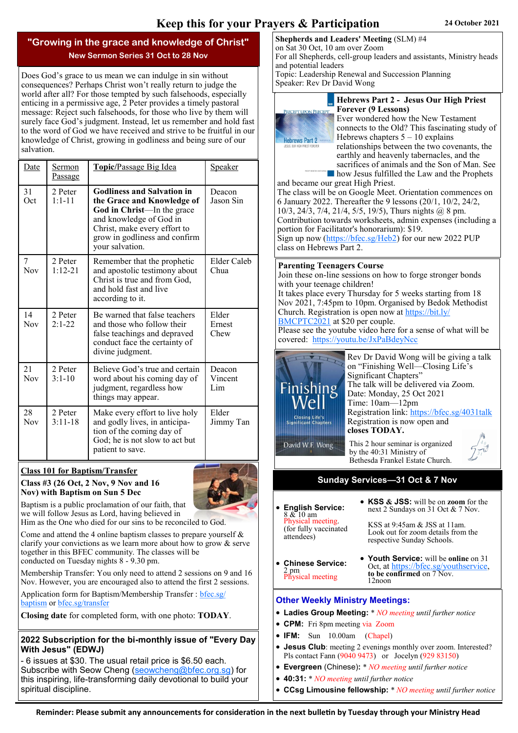# Keep this for your Prayers & Participation

24 October 2021

## "Growing in the grace and knowledge of Christ"

**New Sermon Series 31 Oct to 28 Nov**

Does God's grace to us mean we can indulge in sin without consequences? Perhaps Christ won't really return to judge the world after all? For those tempted by such falsehoods, especially enticing in a permissive age, 2 Peter provides a timely pastoral message: Reject such falsehoods, for those who live by them will surely face God's judgment. Instead, let us remember and hold fast to the word of God we have received and strive to be fruitful in our knowledge of Christ, growing in godliness and being sure of our salvation.

| Date | Sermon Passage | Topic/Passage Big Idea | Speaker |
|---|---|---|---|
| 31 Oct | 2 Peter 1:1-11 | **Godliness and Salvation in the Grace and Knowledge of God in Christ**—In the grace and knowledge of God in Christ, make every effort to grow in godliness and confirm your salvation. | Deacon Jason Sin |
| 7 Nov | 2 Peter 1:12-21 | Remember that the prophetic and apostolic testimony about Christ is true and from God, and hold fast and live according to it. | Elder Caleb Chua |
| 14 Nov | 2 Peter 2:1-22 | Be warned that false teachers and those who follow their false teachings and depraved conduct face the certainty of divine judgment. | Elder Ernest Chew |
| 21 Nov | 2 Peter 3:1-10 | Believe God's true and certain word about his coming day of judgment, regardless how things may appear. | Deacon Vincent Lim |
| 28 Nov | 2 Peter 3:11-18 | Make every effort to live holy and godly lives, in anticipation of the coming day of God; he is not slow to act but patient to save. | Elder Jimmy Tan |

## Class 101 for Baptism/Transfer

**Class #3 (26 Oct, 2 Nov, 9 Nov and 16 Nov) with Baptism on Sun 5 Dec**

Baptism is a public proclamation of our faith, that we will follow Jesus as Lord, having believed in Him as the One who died for our sins to be reconciled to God.

Come and attend the 4 online baptism classes to prepare yourself & clarify your convictions as we learn more about how to grow & serve together in this BFEC community. The classes will be conducted on Tuesday nights 8 - 9.30 pm.

Membership Transfer: You only need to attend 2 sessions on 9 and 16 Nov. However, you are encouraged also to attend the first 2 sessions.

Application form for Baptism/Membership Transfer : bfec.sg/baptism or bfec.sg/transfer

**Closing date** for completed form, with one photo: **TODAY**.

## 2022 Subscription for the bi-monthly issue of "Every Day With Jesus" (EDWJ)

- 6 issues at $30. The usual retail price is $6.50 each. Subscribe with Seow Cheng (seowcheng@bfec.org.sg) for this inspiring, life-transforming daily devotional to build your spiritual discipline.

**Shepherds and Leaders' Meeting** (SLM) #4
on Sat 30 Oct, 10 am over Zoom
For all Shepherds, cell-group leaders and assistants, Ministry heads and potential leaders
Topic: Leadership Renewal and Succession Planning
Speaker: Rev Dr David Wong

## Hebrews Part 2 - Jesus Our High Priest Forever (9 Lessons)

Ever wondered how the New Testament connects to the Old? This fascinating study of Hebrews chapters 5 – 10 explains relationships between the two covenants, the earthly and heavenly tabernacles, and the sacrifices of animals and the Son of Man. See how Jesus fulfilled the Law and the Prophets and became our great High Priest.

The class will be on Google Meet. Orientation commences on 6 January 2022. Thereafter the 9 lessons (20/1, 10/2, 24/2, 10/3, 24/3, 7/4, 21/4, 5/5, 19/5), Thurs nights @ 8 pm.

Contribution towards worksheets, admin expenses (including a portion for Facilitator's honorarium): $19.

Sign up now (https://bfec.sg/Heb2) for our new 2022 PUP class on Hebrews Part 2.

## Parenting Teenagers Course

Join these on-line sessions on how to forge stronger bonds with your teenage children!

It takes place every Thursday for 5 weeks starting from 18 Nov 2021, 7:45pm to 10pm. Organised by Bedok Methodist Church. Registration is open now at https://bit.ly/BMCPTC2021 at $20 per couple.

Please see the youtube video here for a sense of what will be covered: https://youtu.be/JxPaBdeyNcc

Rev Dr David Wong will be giving a talk on "Finishing Well—Closing Life's Significant Chapters"

The talk will be delivered via Zoom.

Date: Monday, 25 Oct 2021

Time: 10am—12pm

Registration link: https://bfec.sg/4031talk

Registration is now open and **closes TODAY.**

This 2 hour seminar is organized by the 40:31 Ministry of Bethesda Frankel Estate Church.

## Sunday Services—31 Oct & 7 Nov

- **English Service:** 8 & 10 am Physical meeting. (for fully vaccinated attendees)
- **Chinese Service:** 2 pm Physical meeting
- **KSS & JSS:** will be on **zoom** for the next 2 Sundays on 31 Oct & 7 Nov.

  KSS at 9:45am & JSS at 11am. Look out for zoom details from the respective Sunday Schools.
- **Youth Service:** will be **online** on 31 Oct, at https://bfec.sg/youthservice, **to be confirmed** on 7 Nov. 12noon

## Other Weekly Ministry Meetings:

- **Ladies Group Meeting:** * *NO meeting until further notice*
- **CPM:** Fri 8pm meeting via Zoom
- **IFM:** Sun 10.00am (Chapel)
- **Jesus Club**: meeting 2 evenings monthly over zoom. Interested? Pls contact Fann (9040 9473) or Jocelyn (929 83150)
- **Evergreen** (Chinese): * *NO meeting until further notice*
- **40:31:** * *NO meeting until further notice*
- **CCsg Limousine fellowship:** * *NO meeting until further notice*

**Reminder: Please submit any announcements for consideration in the next bulletin by Tuesday through your Ministry Head**